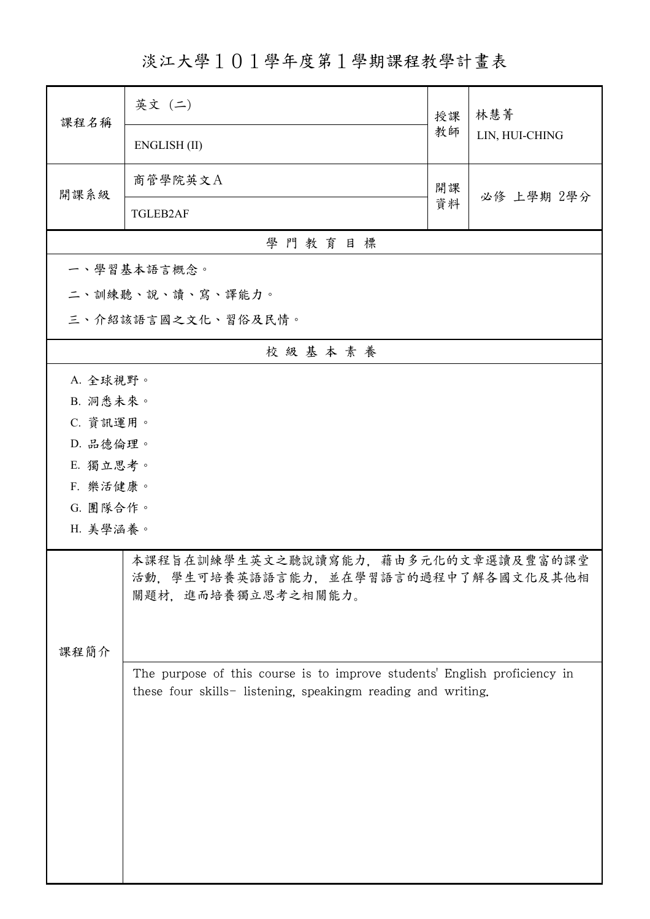# 淡江大學１０１學年度第１學期課程教學計畫表

| 課程名稱 | 英文（二） | 授課教師 | 林慧菁 |
|---|---|---|---|
| | ENGLISH (II) | | LIN, HUI-CHING |
| 開課系級 | 商管學院英文Ａ | 開課資料 | 必修 上學期 2學分 |
| | TGLEB2AF | | |

## 學門教育目標

一、學習基本語言概念。

二、訓練聽、說、讀、寫、譯能力。

三、介紹該語言國之文化、習俗及民情。

## 校級基本素養

A. 全球視野。

B. 洞悉未來。

C. 資訊運用。

D. 品德倫理。

E. 獨立思考。

F. 樂活健康。

G. 團隊合作。

H. 美學涵養。

## 課程簡介

本課程旨在訓練學生英文之聽說讀寫能力，藉由多元化的文章選讀及豐富的課堂活動，學生可培養英語語言能力，並在學習語言的過程中了解各國文化及其他相關題材，進而培養獨立思考之相關能力。

The purpose of this course is to improve students' English proficiency in these four skills- listening, speakingm reading and writing.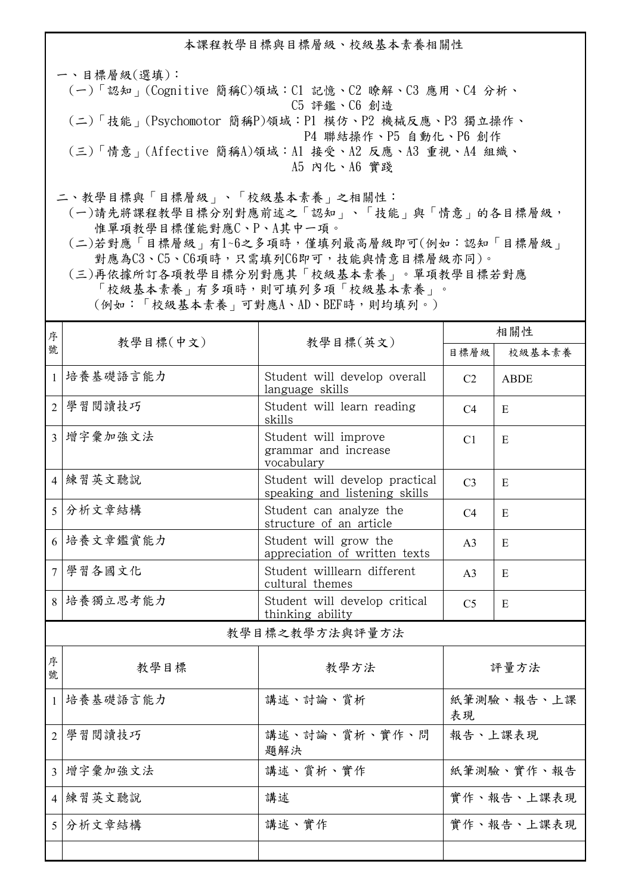## 本課程教學目標與目標層級、校級基本素養相關性

一、目標層級(選填)：

(一)「認知」(Cognitive 簡稱C)領域：C1 記憶、C2 瞭解、C3 應用、C4 分析、C5 評鑑、C6 創造

(二)「技能」(Psychomotor 簡稱P)領域：P1 模仿、P2 機械反應、P3 獨立操作、P4 聯結操作、P5 自動化、P6 創作

(三)「情意」(Affective 簡稱A)領域：A1 接受、A2 反應、A3 重視、A4 組織、A5 內化、A6 實踐

二、教學目標與「目標層級」、「校級基本素養」之相關性：

(一)請先將課程教學目標分別對應前述之「認知」、「技能」與「情意」的各目標層級，惟單項教學目標僅能對應C、P、A其中一項。

(二)若對應「目標層級」有1~6之多項時，僅填列最高層級即可(例如：認知「目標層級」對應為C3、C5、C6項時，只需填列C6即可，技能與情意目標層級亦同)。

(三)再依據所訂各項教學目標分別對應其「校級基本素養」。單項教學目標若對應「校級基本素養」有多項時，則可填列多項「校級基本素養」。(例如：「校級基本素養」可對應A、AD、BEF時，則均填列。)

| 序號 | 教學目標(中文) | 教學目標(英文) | 相關性 | |
|---|---|---|---|---|
| | | | 目標層級 | 校級基本素養 |
| 1 | 培養基礎語言能力 | Student will develop overall language skills | C2 | ABDE |
| 2 | 學習閱讀技巧 | Student will learn reading skills | C4 | E |
| 3 | 增字彙加強文法 | Student will improve grammar and increase vocabulary | C1 | E |
| 4 | 練習英文聽說 | Student will develop practical speaking and listening skills | C3 | E |
| 5 | 分析文章結構 | Student can analyze the structure of an article | C4 | E |
| 6 | 培養文章鑑賞能力 | Student will grow the appreciation of written texts | A3 | E |
| 7 | 學習各國文化 | Student willlearn different cultural themes | A3 | E |
| 8 | 培養獨立思考能力 | Student will develop critical thinking ability | C5 | E |

## 教學目標之教學方法與評量方法

| 序號 | 教學目標 | 教學方法 | 評量方法 |
|---|---|---|---|
| 1 | 培養基礎語言能力 | 講述、討論、賞析 | 紙筆測驗、報告、上課表現 |
| 2 | 學習閱讀技巧 | 講述、討論、賞析、實作、問題解決 | 報告、上課表現 |
| 3 | 增字彙加強文法 | 講述、賞析、實作 | 紙筆測驗、實作、報告 |
| 4 | 練習英文聽說 | 講述 | 實作、報告、上課表現 |
| 5 | 分析文章結構 | 講述、實作 | 實作、報告、上課表現 |
| | | | |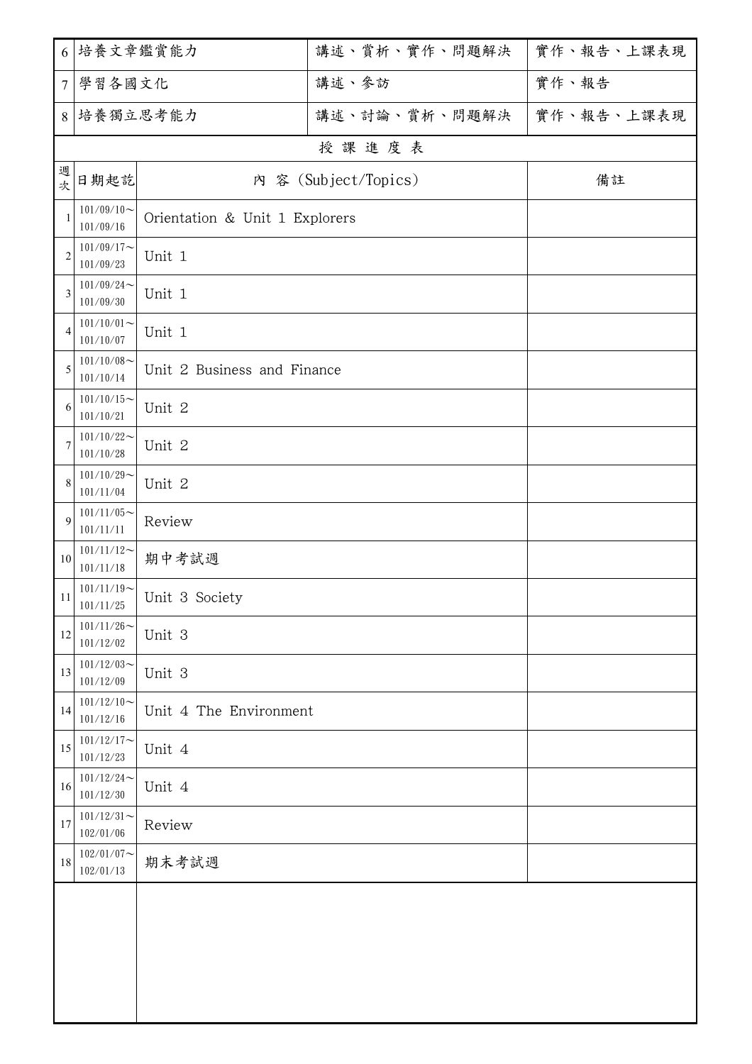| 6 | 培養文章鑑賞能力 | 講述、賞析、實作、問題解決 | 實作、報告、上課表現 |
|---|---|---|---|
| 7 | 學習各國文化 | 講述、參訪 | 實作、報告 |
| 8 | 培養獨立思考能力 | 講述、討論、賞析、問題解決 | 實作、報告、上課表現 |

授課進度表

| 週次 | 日期起訖 | 內 容 (Subject/Topics) | 備註 |
|---|---|---|---|
| 1 | 101/09/10～101/09/16 | Orientation & Unit 1 Explorers | |
| 2 | 101/09/17～101/09/23 | Unit 1 | |
| 3 | 101/09/24～101/09/30 | Unit 1 | |
| 4 | 101/10/01～101/10/07 | Unit 1 | |
| 5 | 101/10/08～101/10/14 | Unit 2 Business and Finance | |
| 6 | 101/10/15～101/10/21 | Unit 2 | |
| 7 | 101/10/22～101/10/28 | Unit 2 | |
| 8 | 101/10/29～101/11/04 | Unit 2 | |
| 9 | 101/11/05～101/11/11 | Review | |
| 10 | 101/11/12～101/11/18 | 期中考試週 | |
| 11 | 101/11/19～101/11/25 | Unit 3 Society | |
| 12 | 101/11/26～101/12/02 | Unit 3 | |
| 13 | 101/12/03～101/12/09 | Unit 3 | |
| 14 | 101/12/10～101/12/16 | Unit 4 The Environment | |
| 15 | 101/12/17～101/12/23 | Unit 4 | |
| 16 | 101/12/24～101/12/30 | Unit 4 | |
| 17 | 101/12/31～102/01/06 | Review | |
| 18 | 102/01/07～102/01/13 | 期末考試週 | |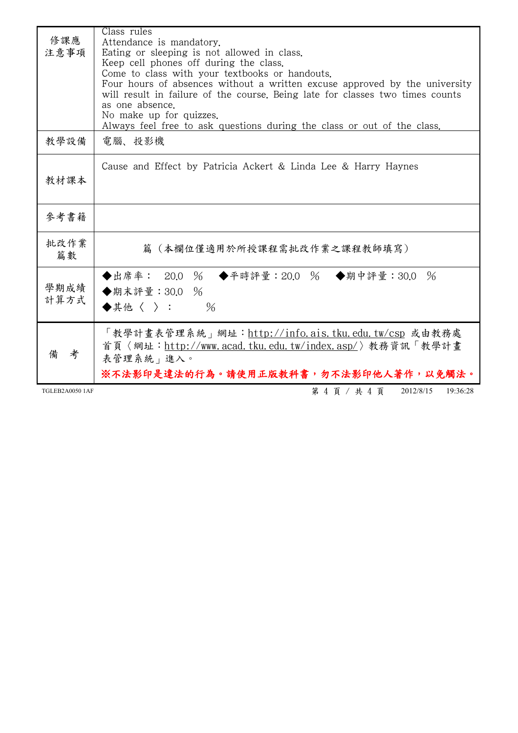| | |
|---|---|
| 修課應注意事項 | Class rules<br>Attendance is mandatory.<br>Eating or sleeping is not allowed in class.<br>Keep cell phones off during the class.<br>Come to class with your textbooks or handouts.<br>Four hours of absences without a written excuse approved by the university will result in failure of the course. Being late for classes two times counts as one absence.<br>No make up for quizzes.<br>Always feel free to ask questions during the class or out of the class. |
| 教學設備 | 電腦、投影機 |
| 教材課本 | Cause and Effect by Patricia Ackert & Linda Lee & Harry Haynes |
| 參考書籍 | |
| 批改作業篇數 | 篇（本欄位僅適用於所授課程需批改作業之課程教師填寫） |
| 學期成績計算方式 | ◆出席率： 20.0 ％ ◆平時評量：20.0 ％ ◆期中評量：30.0 ％<br>◆期末評量：30.0 ％<br>◆其他〈 〉： ％ |
| 備　考 | 「教學計畫表管理系統」網址：http://info.ais.tku.edu.tw/csp 或由教務處首頁〈網址：http://www.acad.tku.edu.tw/index.asp/〉教務資訊「教學計畫表管理系統」進入。<br>**※不法影印是違法的行為。請使用正版教科書，勿不法影印他人著作，以免觸法。** |

TGLEB2A0050 1AF 2012/8/15 19:36:28